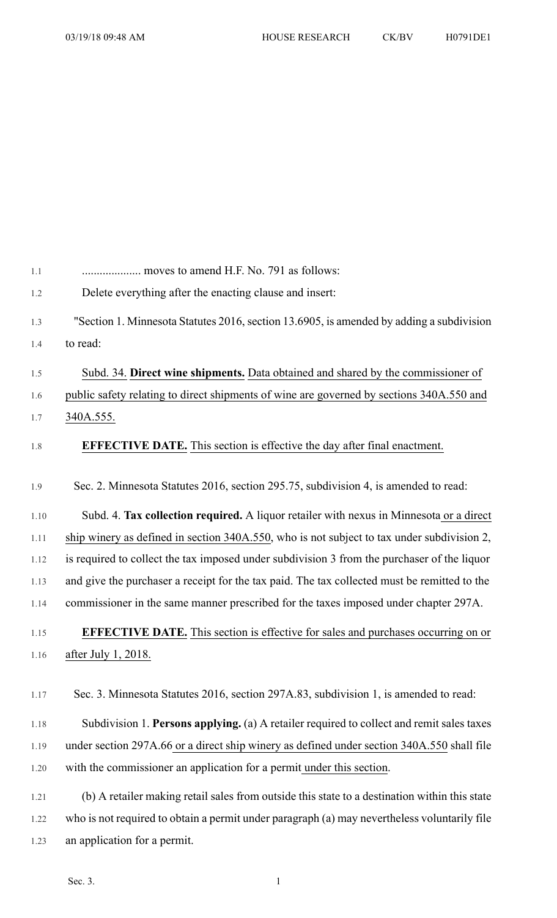.................... moves to amend H.F. No. 791 as follows:

Delete everything after the enacting clause and insert:

"Section 1. Minnesota Statutes 2016, section 13.6905, is amended by adding a subdivision to read:

Subd. 34. **Direct wine shipments.** Data obtained and shared by the commissioner of public safety relating to direct shipments of wine are governed by sections 340A.550 and 340A.555.

**EFFECTIVE DATE.** This section is effective the day after final enactment.

Sec. 2. Minnesota Statutes 2016, section 295.75, subdivision 4, is amended to read:

Subd. 4. **Tax collection required.** A liquor retailer with nexus in Minnesota or a direct ship winery as defined in section 340A.550, who is not subject to tax under subdivision 2, is required to collect the tax imposed under subdivision 3 from the purchaser of the liquor and give the purchaser a receipt for the tax paid. The tax collected must be remitted to the commissioner in the same manner prescribed for the taxes imposed under chapter 297A.

**EFFECTIVE DATE.** This section is effective for sales and purchases occurring on or after July 1, 2018.

Sec. 3. Minnesota Statutes 2016, section 297A.83, subdivision 1, is amended to read:

Subdivision 1. **Persons applying.** (a) A retailer required to collect and remit sales taxes under section 297A.66 or a direct ship winery as defined under section 340A.550 shall file with the commissioner an application for a permit under this section.

(b) A retailer making retail sales from outside this state to a destination within this state who is not required to obtain a permit under paragraph (a) may nevertheless voluntarily file an application for a permit.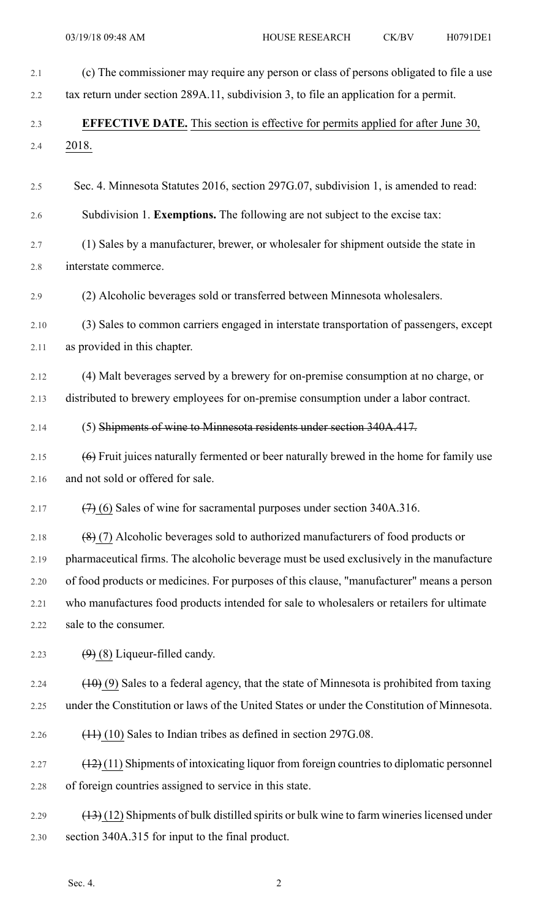(c) The commissioner may require any person or class of persons obligated to file a use tax return under section 289A.11, subdivision 3, to file an application for a permit.

**EFFECTIVE DATE.** This section is effective for permits applied for after June 30, 2018.

Sec. 4. Minnesota Statutes 2016, section 297G.07, subdivision 1, is amended to read:

Subdivision 1. **Exemptions.** The following are not subject to the excise tax:

(1) Sales by a manufacturer, brewer, or wholesaler for shipment outside the state in interstate commerce.

(2) Alcoholic beverages sold or transferred between Minnesota wholesalers.

(3) Sales to common carriers engaged in interstate transportation of passengers, except as provided in this chapter.

(4) Malt beverages served by a brewery for on-premise consumption at no charge, or distributed to brewery employees for on-premise consumption under a labor contract.

(5) ~~Shipments of wine to Minnesota residents under section 340A.417.~~

~~(6)~~ Fruit juices naturally fermented or beer naturally brewed in the home for family use and not sold or offered for sale.

~~(7)~~ (6) Sales of wine for sacramental purposes under section 340A.316.

~~(8)~~ (7) Alcoholic beverages sold to authorized manufacturers of food products or pharmaceutical firms. The alcoholic beverage must be used exclusively in the manufacture of food products or medicines. For purposes of this clause, "manufacturer" means a person who manufactures food products intended for sale to wholesalers or retailers for ultimate sale to the consumer.

~~(9)~~ (8) Liqueur-filled candy.

~~(10)~~ (9) Sales to a federal agency, that the state of Minnesota is prohibited from taxing under the Constitution or laws of the United States or under the Constitution of Minnesota.

~~(11)~~ (10) Sales to Indian tribes as defined in section 297G.08.

~~(12)~~ (11) Shipments of intoxicating liquor from foreign countries to diplomatic personnel of foreign countries assigned to service in this state.

~~(13)~~ (12) Shipments of bulk distilled spirits or bulk wine to farm wineries licensed under section 340A.315 for input to the final product.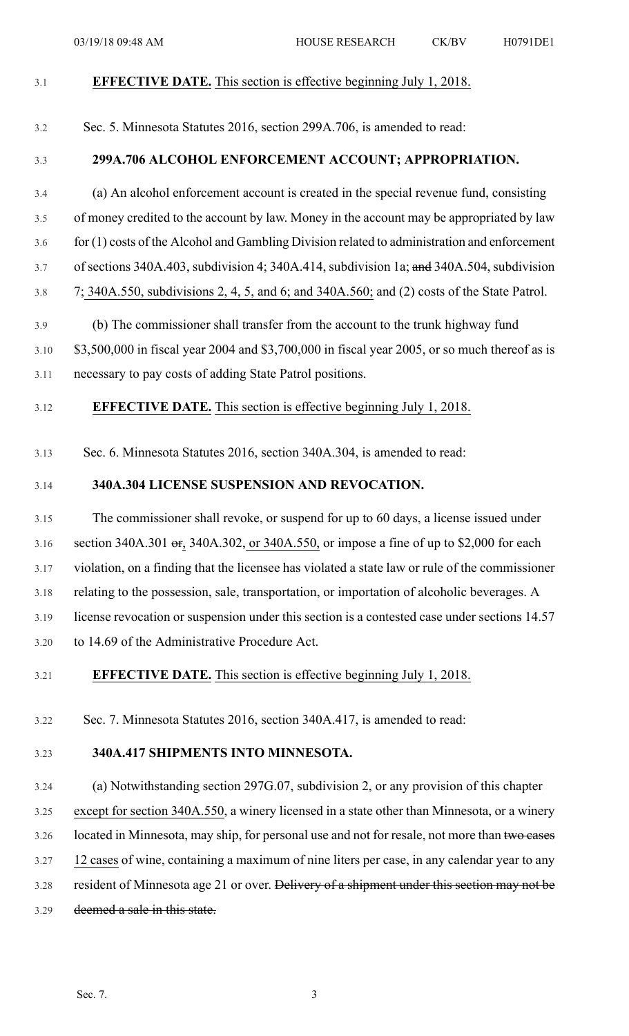**EFFECTIVE DATE.** This section is effective beginning July 1, 2018.

Sec. 5. Minnesota Statutes 2016, section 299A.706, is amended to read:

**299A.706 ALCOHOL ENFORCEMENT ACCOUNT; APPROPRIATION.**

(a) An alcohol enforcement account is created in the special revenue fund, consisting of money credited to the account by law. Money in the account may be appropriated by law for (1) costs of the Alcohol and Gambling Division related to administration and enforcement of sections 340A.403, subdivision 4; 340A.414, subdivision 1a; ~~and~~ 340A.504, subdivision 7; 340A.550, subdivisions 2, 4, 5, and 6; and 340A.560; and (2) costs of the State Patrol.

(b) The commissioner shall transfer from the account to the trunk highway fund $3,500,000 in fiscal year 2004 and $3,700,000 in fiscal year 2005, or so much thereof as is necessary to pay costs of adding State Patrol positions.

**EFFECTIVE DATE.** This section is effective beginning July 1, 2018.

Sec. 6. Minnesota Statutes 2016, section 340A.304, is amended to read:

**340A.304 LICENSE SUSPENSION AND REVOCATION.**

The commissioner shall revoke, or suspend for up to 60 days, a license issued under section 340A.301 ~~or~~, 340A.302, or 340A.550, or impose a fine of up to $2,000 for each violation, on a finding that the licensee has violated a state law or rule of the commissioner relating to the possession, sale, transportation, or importation of alcoholic beverages. A license revocation or suspension under this section is a contested case under sections 14.57 to 14.69 of the Administrative Procedure Act.

**EFFECTIVE DATE.** This section is effective beginning July 1, 2018.

Sec. 7. Minnesota Statutes 2016, section 340A.417, is amended to read:

**340A.417 SHIPMENTS INTO MINNESOTA.**

(a) Notwithstanding section 297G.07, subdivision 2, or any provision of this chapter except for section 340A.550, a winery licensed in a state other than Minnesota, or a winery located in Minnesota, may ship, for personal use and not for resale, not more than ~~two cases~~ 12 cases of wine, containing a maximum of nine liters per case, in any calendar year to any resident of Minnesota age 21 or over. ~~Delivery of a shipment under this section may not be deemed a sale in this state.~~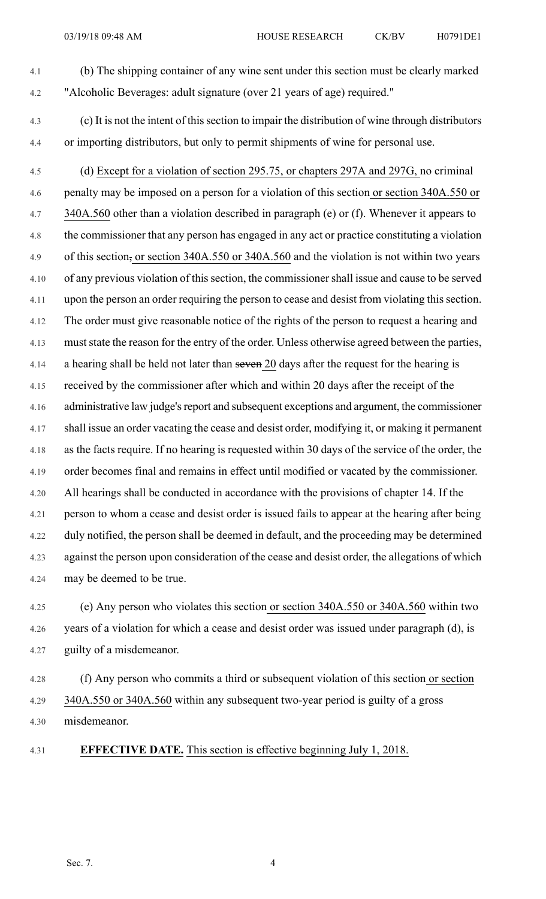(b) The shipping container of any wine sent under this section must be clearly marked "Alcoholic Beverages: adult signature (over 21 years of age) required."

(c) It is not the intent of this section to impair the distribution of wine through distributors or importing distributors, but only to permit shipments of wine for personal use.

(d) Except for a violation of section 295.75, or chapters 297A and 297G, no criminal penalty may be imposed on a person for a violation of this section or section 340A.550 or 340A.560 other than a violation described in paragraph (e) or (f). Whenever it appears to the commissioner that any person has engaged in any act or practice constituting a violation of this section, or section 340A.550 or 340A.560 and the violation is not within two years of any previous violation of this section, the commissioner shall issue and cause to be served upon the person an order requiring the person to cease and desist from violating this section. The order must give reasonable notice of the rights of the person to request a hearing and must state the reason for the entry of the order. Unless otherwise agreed between the parties, a hearing shall be held not later than ~~seven~~ 20 days after the request for the hearing is received by the commissioner after which and within 20 days after the receipt of the administrative law judge's report and subsequent exceptions and argument, the commissioner shall issue an order vacating the cease and desist order, modifying it, or making it permanent as the facts require. If no hearing is requested within 30 days of the service of the order, the order becomes final and remains in effect until modified or vacated by the commissioner. All hearings shall be conducted in accordance with the provisions of chapter 14. If the person to whom a cease and desist order is issued fails to appear at the hearing after being duly notified, the person shall be deemed in default, and the proceeding may be determined against the person upon consideration of the cease and desist order, the allegations of which may be deemed to be true.

(e) Any person who violates this section or section 340A.550 or 340A.560 within two years of a violation for which a cease and desist order was issued under paragraph (d), is guilty of a misdemeanor.

(f) Any person who commits a third or subsequent violation of this section or section 340A.550 or 340A.560 within any subsequent two-year period is guilty of a gross misdemeanor.

**EFFECTIVE DATE.** This section is effective beginning July 1, 2018.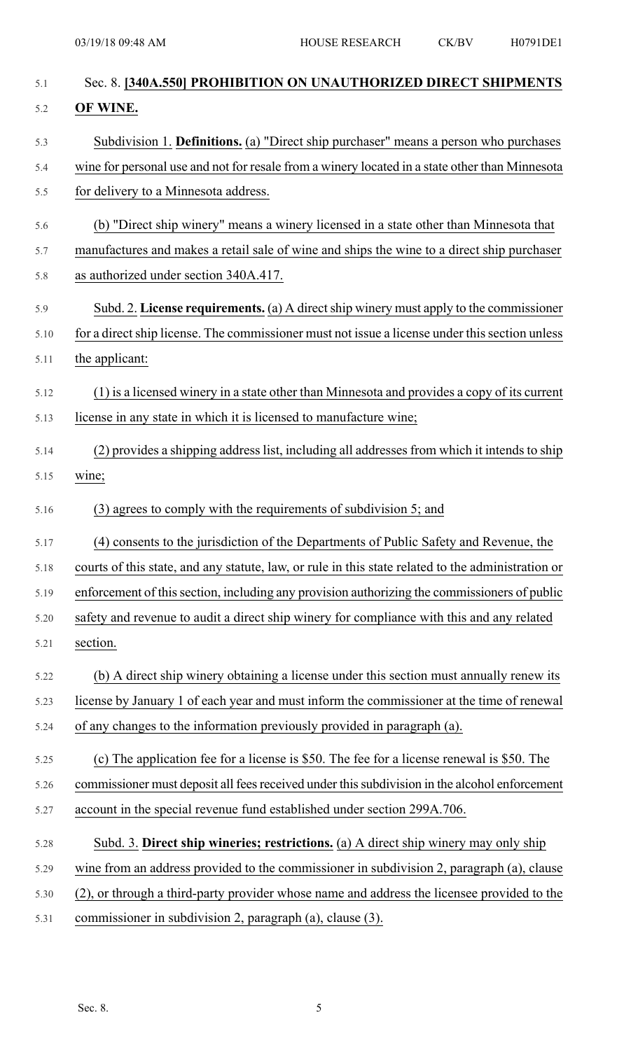## Sec. 8. [340A.550] PROHIBITION ON UNAUTHORIZED DIRECT SHIPMENTS OF WINE.

Subdivision 1. **Definitions.** (a) "Direct ship purchaser" means a person who purchases wine for personal use and not for resale from a winery located in a state other than Minnesota for delivery to a Minnesota address.

(b) "Direct ship winery" means a winery licensed in a state other than Minnesota that manufactures and makes a retail sale of wine and ships the wine to a direct ship purchaser as authorized under section 340A.417.

Subd. 2. **License requirements.** (a) A direct ship winery must apply to the commissioner for a direct ship license. The commissioner must not issue a license under this section unless the applicant:

(1) is a licensed winery in a state other than Minnesota and provides a copy of its current license in any state in which it is licensed to manufacture wine;

(2) provides a shipping address list, including all addresses from which it intends to ship wine;

(3) agrees to comply with the requirements of subdivision 5; and

(4) consents to the jurisdiction of the Departments of Public Safety and Revenue, the courts of this state, and any statute, law, or rule in this state related to the administration or enforcement of this section, including any provision authorizing the commissioners of public safety and revenue to audit a direct ship winery for compliance with this and any related section.

(b) A direct ship winery obtaining a license under this section must annually renew its license by January 1 of each year and must inform the commissioner at the time of renewal of any changes to the information previously provided in paragraph (a).

(c) The application fee for a license is $50. The fee for a license renewal is $50. The commissioner must deposit all fees received under this subdivision in the alcohol enforcement account in the special revenue fund established under section 299A.706.

Subd. 3. **Direct ship wineries; restrictions.** (a) A direct ship winery may only ship wine from an address provided to the commissioner in subdivision 2, paragraph (a), clause (2), or through a third-party provider whose name and address the licensee provided to the commissioner in subdivision 2, paragraph (a), clause (3).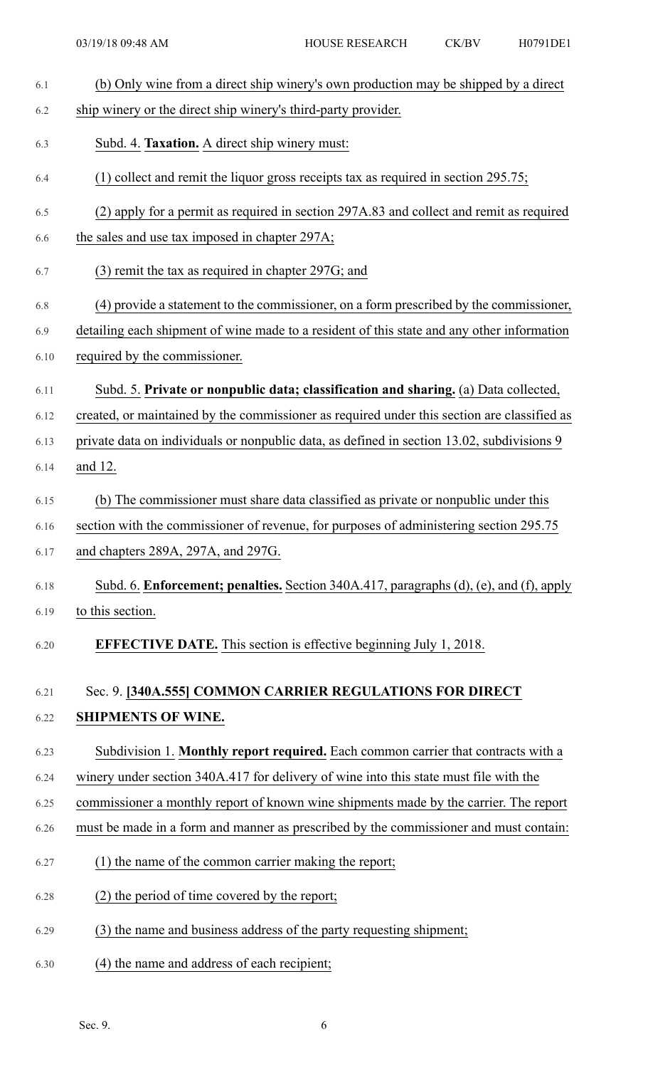(b) Only wine from a direct ship winery's own production may be shipped by a direct ship winery or the direct ship winery's third-party provider.

Subd. 4. **Taxation.** A direct ship winery must:

(1) collect and remit the liquor gross receipts tax as required in section 295.75;

(2) apply for a permit as required in section 297A.83 and collect and remit as required the sales and use tax imposed in chapter 297A;

(3) remit the tax as required in chapter 297G; and

(4) provide a statement to the commissioner, on a form prescribed by the commissioner, detailing each shipment of wine made to a resident of this state and any other information required by the commissioner.

Subd. 5. **Private or nonpublic data; classification and sharing.** (a) Data collected, created, or maintained by the commissioner as required under this section are classified as private data on individuals or nonpublic data, as defined in section 13.02, subdivisions 9 and 12.

(b) The commissioner must share data classified as private or nonpublic under this section with the commissioner of revenue, for purposes of administering section 295.75 and chapters 289A, 297A, and 297G.

Subd. 6. **Enforcement; penalties.** Section 340A.417, paragraphs (d), (e), and (f), apply to this section.

**EFFECTIVE DATE.** This section is effective beginning July 1, 2018.

Sec. 9. **[340A.555] COMMON CARRIER REGULATIONS FOR DIRECT SHIPMENTS OF WINE.**

Subdivision 1. **Monthly report required.** Each common carrier that contracts with a winery under section 340A.417 for delivery of wine into this state must file with the commissioner a monthly report of known wine shipments made by the carrier. The report must be made in a form and manner as prescribed by the commissioner and must contain:

(1) the name of the common carrier making the report;

(2) the period of time covered by the report;

(3) the name and business address of the party requesting shipment;

(4) the name and address of each recipient;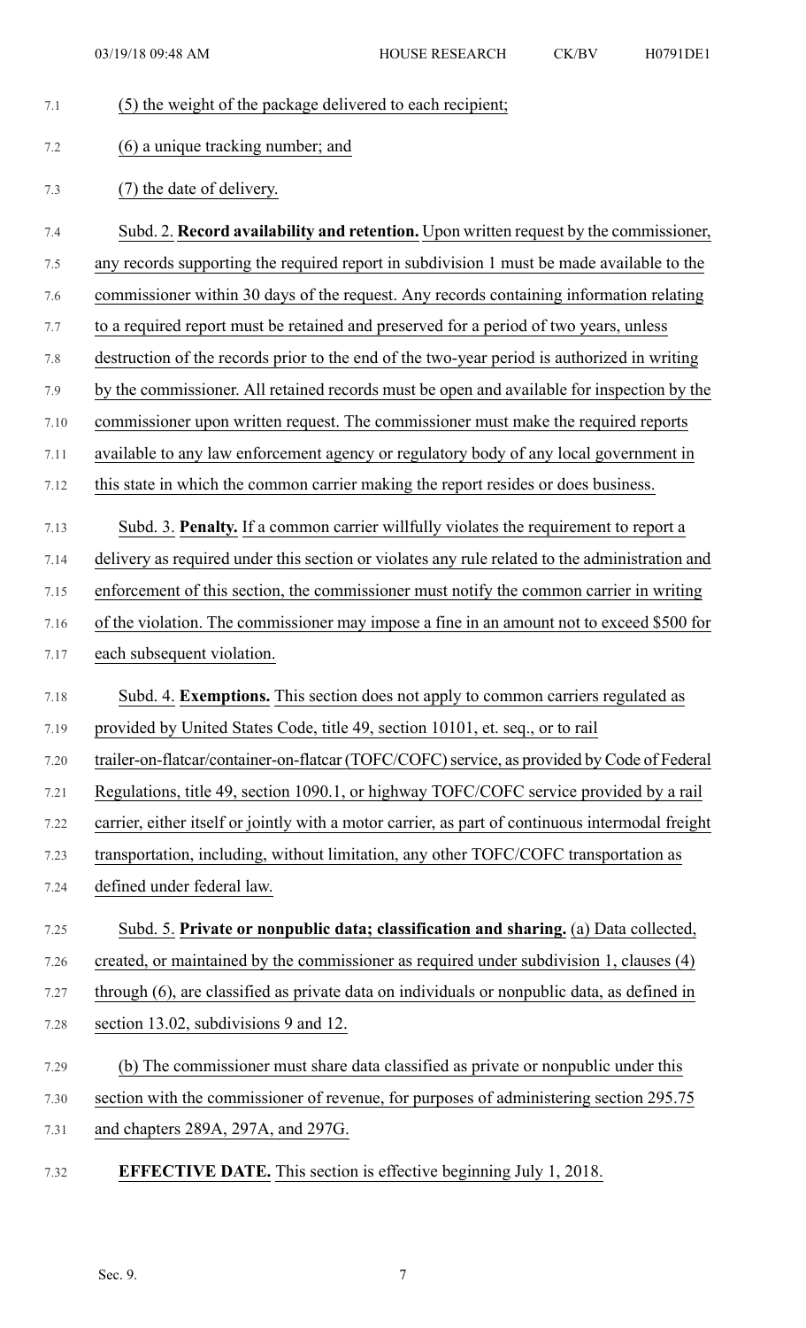(5) the weight of the package delivered to each recipient;

(6) a unique tracking number; and

(7) the date of delivery.

Subd. 2. **Record availability and retention.** Upon written request by the commissioner, any records supporting the required report in subdivision 1 must be made available to the commissioner within 30 days of the request. Any records containing information relating to a required report must be retained and preserved for a period of two years, unless destruction of the records prior to the end of the two-year period is authorized in writing by the commissioner. All retained records must be open and available for inspection by the commissioner upon written request. The commissioner must make the required reports available to any law enforcement agency or regulatory body of any local government in this state in which the common carrier making the report resides or does business.

Subd. 3. **Penalty.** If a common carrier willfully violates the requirement to report a delivery as required under this section or violates any rule related to the administration and enforcement of this section, the commissioner must notify the common carrier in writing of the violation. The commissioner may impose a fine in an amount not to exceed $500 for each subsequent violation.

Subd. 4. **Exemptions.** This section does not apply to common carriers regulated as provided by United States Code, title 49, section 10101, et. seq., or to rail trailer-on-flatcar/container-on-flatcar (TOFC/COFC) service, as provided by Code of Federal Regulations, title 49, section 1090.1, or highway TOFC/COFC service provided by a rail carrier, either itself or jointly with a motor carrier, as part of continuous intermodal freight transportation, including, without limitation, any other TOFC/COFC transportation as defined under federal law.

Subd. 5. **Private or nonpublic data; classification and sharing.** (a) Data collected, created, or maintained by the commissioner as required under subdivision 1, clauses (4) through (6), are classified as private data on individuals or nonpublic data, as defined in section 13.02, subdivisions 9 and 12.

(b) The commissioner must share data classified as private or nonpublic under this section with the commissioner of revenue, for purposes of administering section 295.75 and chapters 289A, 297A, and 297G.

**EFFECTIVE DATE.** This section is effective beginning July 1, 2018.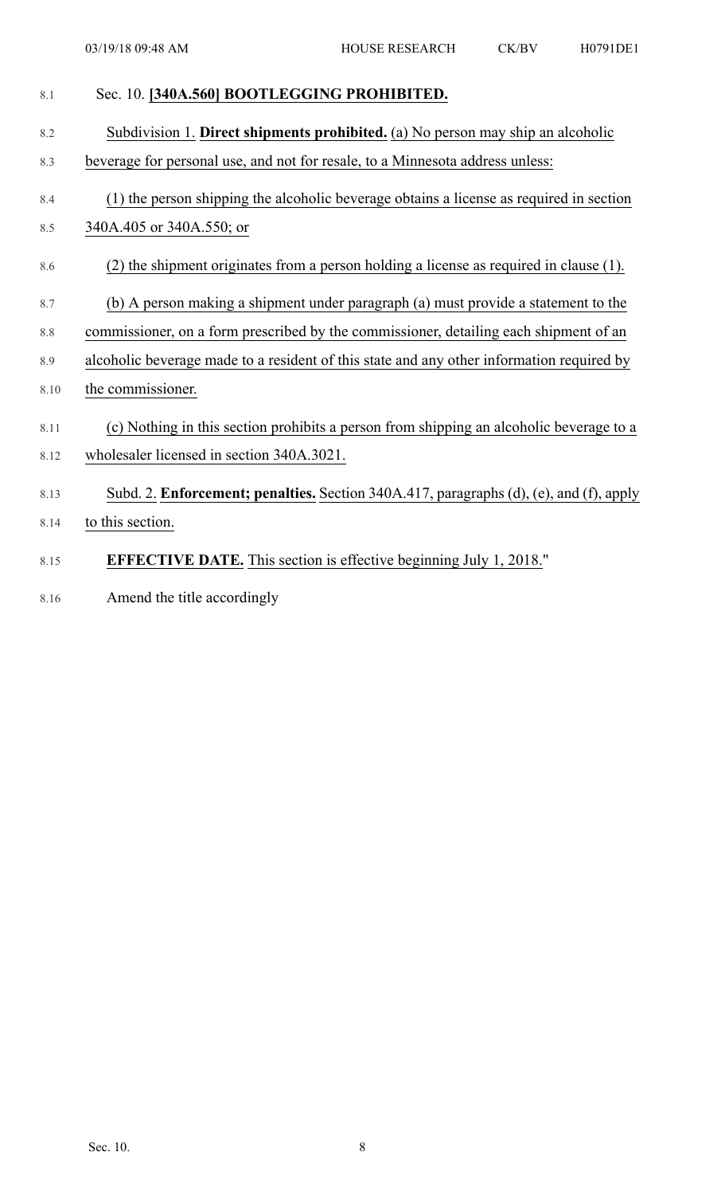Sec. 10. **[340A.560] BOOTLEGGING PROHIBITED.**

Subdivision 1. **Direct shipments prohibited.** (a) No person may ship an alcoholic beverage for personal use, and not for resale, to a Minnesota address unless:

(1) the person shipping the alcoholic beverage obtains a license as required in section 340A.405 or 340A.550; or

(2) the shipment originates from a person holding a license as required in clause (1).

(b) A person making a shipment under paragraph (a) must provide a statement to the commissioner, on a form prescribed by the commissioner, detailing each shipment of an alcoholic beverage made to a resident of this state and any other information required by the commissioner.

(c) Nothing in this section prohibits a person from shipping an alcoholic beverage to a wholesaler licensed in section 340A.3021.

Subd. 2. **Enforcement; penalties.** Section 340A.417, paragraphs (d), (e), and (f), apply to this section.

**EFFECTIVE DATE.** This section is effective beginning July 1, 2018."

Amend the title accordingly